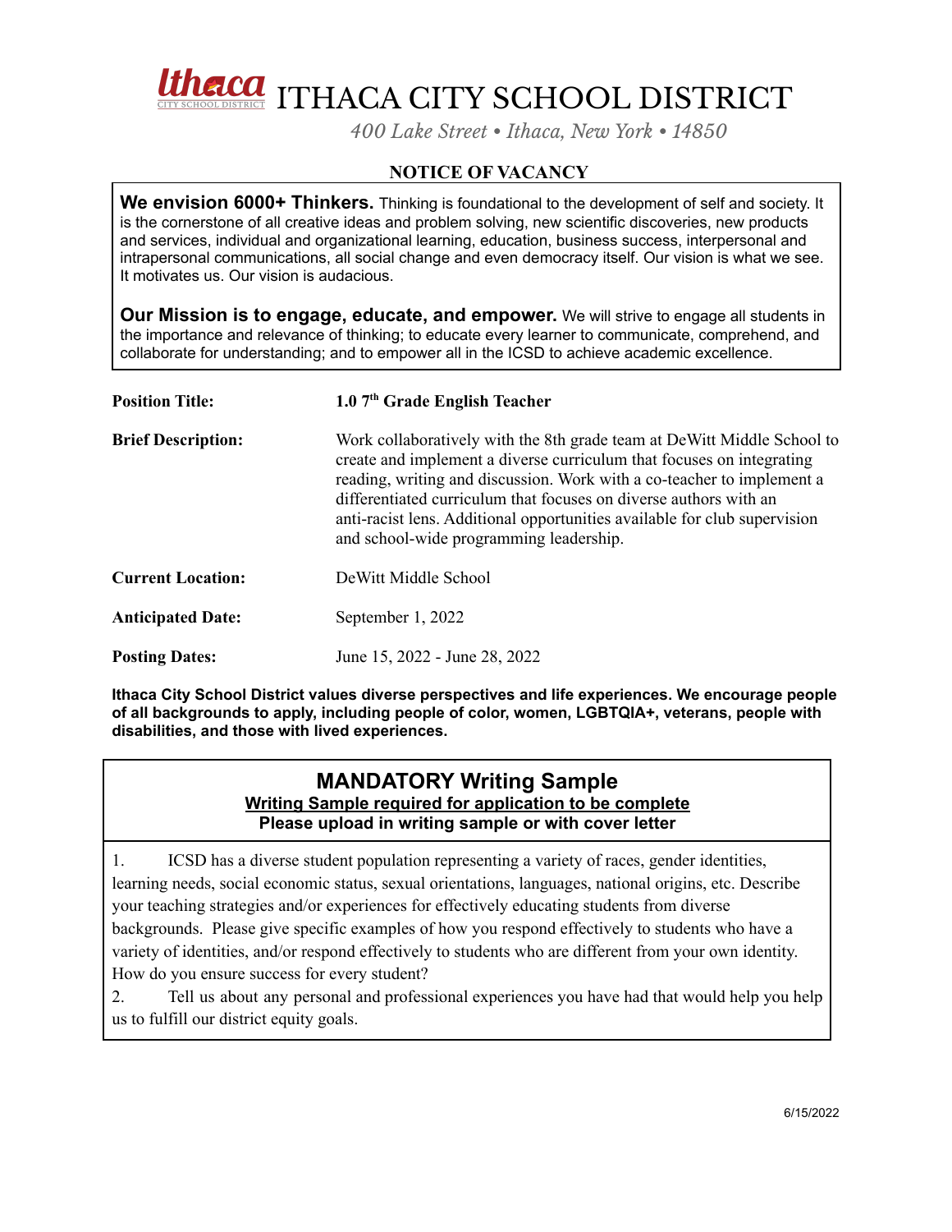# ITHACA CITY SCHOOL DISTRICT

*400 Lake Street • Ithaca, New York • 14850*

## NOTICE OF VACANCY

**We envision 6000+ Thinkers.** Thinking is foundational to the development of self and society. It is the cornerstone of all creative ideas and problem solving, new scientific discoveries, new products and services, individual and organizational learning, education, business success, interpersonal and intrapersonal communications, all social change and even democracy itself. Our vision is what we see. It motivates us. Our vision is audacious.

**Our Mission is to engage, educate, and empower.** We will strive to engage all students in the importance and relevance of thinking; to educate every learner to communicate, comprehend, and collaborate for understanding; and to empower all in the ICSD to achieve academic excellence.

| | |
|---|---|
| **Position Title:** | **1.0 7th Grade English Teacher** |
| **Brief Description:** | Work collaboratively with the 8th grade team at DeWitt Middle School to create and implement a diverse curriculum that focuses on integrating reading, writing and discussion. Work with a co-teacher to implement a differentiated curriculum that focuses on diverse authors with an anti-racist lens. Additional opportunities available for club supervision and school-wide programming leadership. |
| **Current Location:** | DeWitt Middle School |
| **Anticipated Date:** | September 1, 2022 |
| **Posting Dates:** | June 15, 2022 - June 28, 2022 |

**Ithaca City School District values diverse perspectives and life experiences. We encourage people of all backgrounds to apply, including people of color, women, LGBTQIA+, veterans, people with disabilities, and those with lived experiences.**

### MANDATORY Writing Sample

**Writing Sample required for application to be complete**

**Please upload in writing sample or with cover letter**

1. ICSD has a diverse student population representing a variety of races, gender identities, learning needs, social economic status, sexual orientations, languages, national origins, etc. Describe your teaching strategies and/or experiences for effectively educating students from diverse backgrounds. Please give specific examples of how you respond effectively to students who have a variety of identities, and/or respond effectively to students who are different from your own identity. How do you ensure success for every student?
2. Tell us about any personal and professional experiences you have had that would help you help us to fulfill our district equity goals.

6/15/2022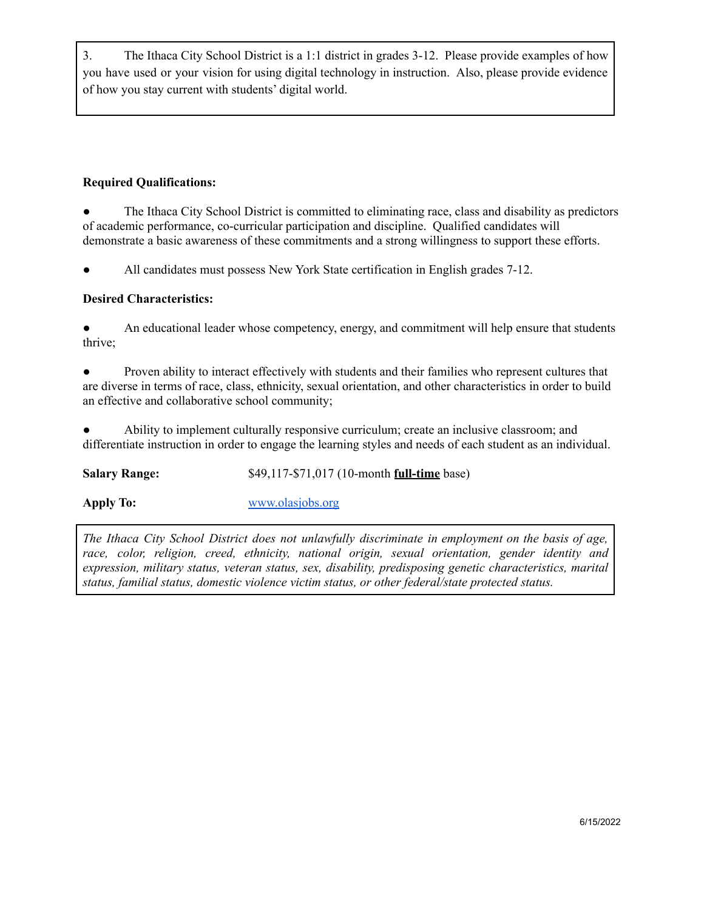3. The Ithaca City School District is a 1:1 district in grades 3-12. Please provide examples of how you have used or your vision for using digital technology in instruction. Also, please provide evidence of how you stay current with students' digital world.

**Required Qualifications:**

- The Ithaca City School District is committed to eliminating race, class and disability as predictors of academic performance, co-curricular participation and discipline. Qualified candidates will demonstrate a basic awareness of these commitments and a strong willingness to support these efforts.

- All candidates must possess New York State certification in English grades 7-12.

**Desired Characteristics:**

- An educational leader whose competency, energy, and commitment will help ensure that students thrive;

- Proven ability to interact effectively with students and their families who represent cultures that are diverse in terms of race, class, ethnicity, sexual orientation, and other characteristics in order to build an effective and collaborative school community;

- Ability to implement culturally responsive curriculum; create an inclusive classroom; and differentiate instruction in order to engage the learning styles and needs of each student as an individual.

**Salary Range:** $49,117-$71,017 (10-month **full-time** base)

**Apply To:** [www.olasjobs.org](http://www.olasjobs.org)

*The Ithaca City School District does not unlawfully discriminate in employment on the basis of age, race, color, religion, creed, ethnicity, national origin, sexual orientation, gender identity and expression, military status, veteran status, sex, disability, predisposing genetic characteristics, marital status, familial status, domestic violence victim status, or other federal/state protected status.*

6/15/2022